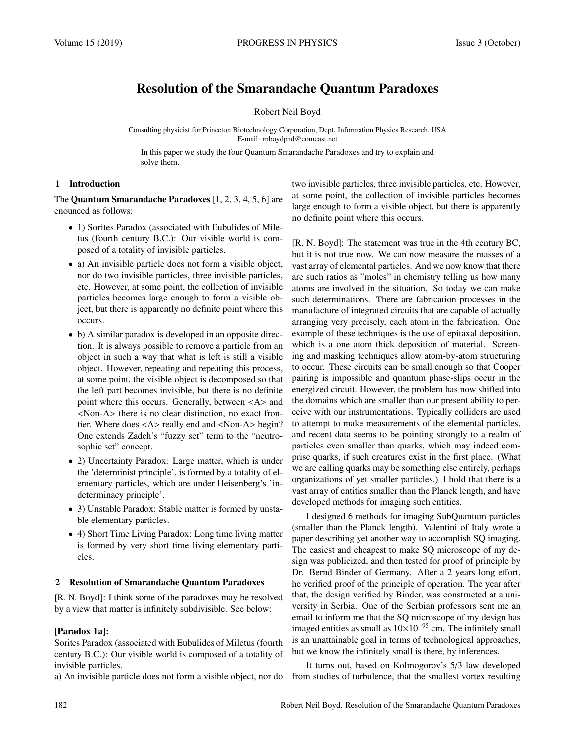# Resolution of the Smarandache Quantum Paradoxes

Robert Neil Boyd

Consulting physicist for Princeton Biotechnology Corporation, Dept. Information Physics Research, USA
E-mail: rnboydphd@comcast.net

In this paper we study the four Quantum Smarandache Paradoxes and try to explain and solve them.

## 1 Introduction

The **Quantum Smarandache Paradoxes** [1, 2, 3, 4, 5, 6] are enounced as follows:

- 1) Sorites Paradox (associated with Eubulides of Miletus (fourth century B.C.): Our visible world is composed of a totality of invisible particles.
- a) An invisible particle does not form a visible object, nor do two invisible particles, three invisible particles, etc. However, at some point, the collection of invisible particles becomes large enough to form a visible object, but there is apparently no definite point where this occurs.
- b) A similar paradox is developed in an opposite direction. It is always possible to remove a particle from an object in such a way that what is left is still a visible object. However, repeating and repeating this process, at some point, the visible object is decomposed so that the left part becomes invisible, but there is no definite point where this occurs. Generally, between <A> and <Non-A> there is no clear distinction, no exact frontier. Where does <A> really end and <Non-A> begin? One extends Zadeh's "fuzzy set" term to the "neutrosophic set" concept.
- 2) Uncertainty Paradox: Large matter, which is under the 'determinist principle', is formed by a totality of elementary particles, which are under Heisenberg's 'indeterminacy principle'.
- 3) Unstable Paradox: Stable matter is formed by unstable elementary particles.
- 4) Short Time Living Paradox: Long time living matter is formed by very short time living elementary particles.

## 2 Resolution of Smarandache Quantum Paradoxes

[R. N. Boyd]: I think some of the paradoxes may be resolved by a view that matter is infinitely subdivisible. See below:

**[Paradox 1a]:**

Sorites Paradox (associated with Eubulides of Miletus (fourth century B.C.): Our visible world is composed of a totality of invisible particles.

a) An invisible particle does not form a visible object, nor do two invisible particles, three invisible particles, etc. However, at some point, the collection of invisible particles becomes large enough to form a visible object, but there is apparently no definite point where this occurs.

[R. N. Boyd]: The statement was true in the 4th century BC, but it is not true now. We can now measure the masses of a vast array of elemental particles. And we now know that there are such ratios as "moles" in chemistry telling us how many atoms are involved in the situation. So today we can make such determinations. There are fabrication processes in the manufacture of integrated circuits that are capable of actually arranging very precisely, each atom in the fabrication. One example of these techniques is the use of epitaxal deposition, which is a one atom thick deposition of material. Screening and masking techniques allow atom-by-atom structuring to occur. These circuits can be small enough so that Cooper pairing is impossible and quantum phase-slips occur in the energized circuit. However, the problem has now shifted into the domains which are smaller than our present ability to perceive with our instrumentations. Typically colliders are used to attempt to make measurements of the elemental particles, and recent data seems to be pointing strongly to a realm of particles even smaller than quarks, which may indeed comprise quarks, if such creatures exist in the first place. (What we are calling quarks may be something else entirely, perhaps organizations of yet smaller particles.) I hold that there is a vast array of entities smaller than the Planck length, and have developed methods for imaging such entities.

I designed 6 methods for imaging SubQuantum particles (smaller than the Planck length). Valentini of Italy wrote a paper describing yet another way to accomplish SQ imaging. The easiest and cheapest to make SQ microscope of my design was publicized, and then tested for proof of principle by Dr. Bernd Binder of Germany. After a 2 years long effort, he verified proof of the principle of operation. The year after that, the design verified by Binder, was constructed at a university in Serbia. One of the Serbian professors sent me an email to inform me that the SQ microscope of my design has imaged entities as small as $10\times10^{-95}$ cm. The infinitely small is an unattainable goal in terms of technological approaches, but we know the infinitely small is there, by inferences.

It turns out, based on Kolmogorov's 5/3 law developed from studies of turbulence, that the smallest vortex resulting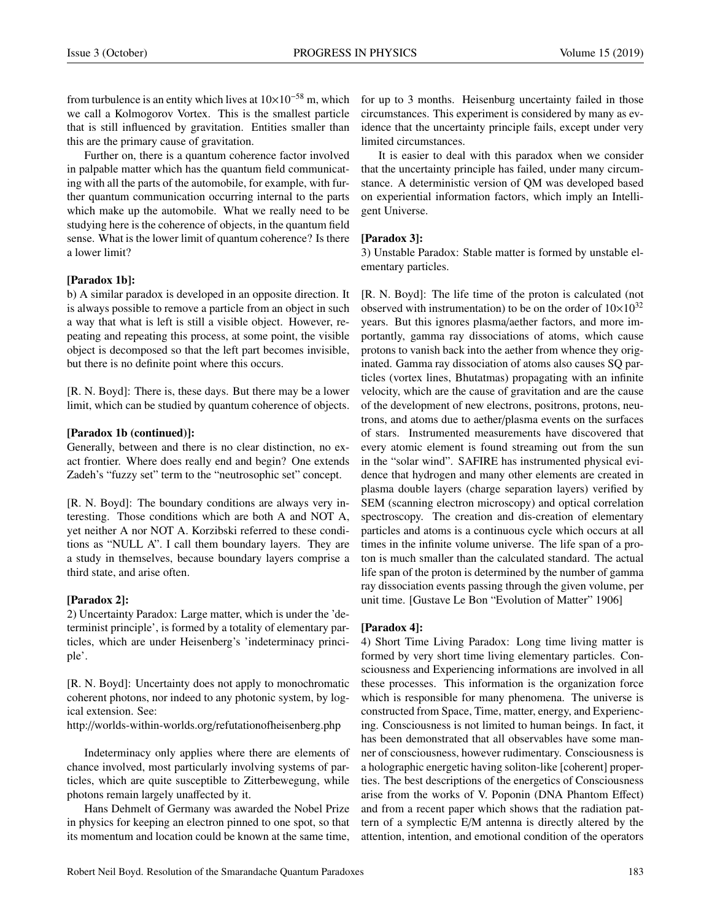from turbulence is an entity which lives at $10\times10^{-58}$ m, which we call a Kolmogorov Vortex. This is the smallest particle that is still influenced by gravitation. Entities smaller than this are the primary cause of gravitation.

Further on, there is a quantum coherence factor involved in palpable matter which has the quantum field communicating with all the parts of the automobile, for example, with further quantum communication occurring internal to the parts which make up the automobile. What we really need to be studying here is the coherence of objects, in the quantum field sense. What is the lower limit of quantum coherence? Is there a lower limit?

**[Paradox 1b]:**

b) A similar paradox is developed in an opposite direction. It is always possible to remove a particle from an object in such a way that what is left is still a visible object. However, repeating and repeating this process, at some point, the visible object is decomposed so that the left part becomes invisible, but there is no definite point where this occurs.

[R. N. Boyd]: There is, these days. But there may be a lower limit, which can be studied by quantum coherence of objects.

**[Paradox 1b (continued)]:**

Generally, between and there is no clear distinction, no exact frontier. Where does really end and begin? One extends Zadeh's "fuzzy set" term to the "neutrosophic set" concept.

[R. N. Boyd]: The boundary conditions are always very interesting. Those conditions which are both A and NOT A, yet neither A nor NOT A. Korzibski referred to these conditions as "NULL A". I call them boundary layers. They are a study in themselves, because boundary layers comprise a third state, and arise often.

**[Paradox 2]:**

2) Uncertainty Paradox: Large matter, which is under the 'determinist principle', is formed by a totality of elementary particles, which are under Heisenberg's 'indeterminacy principle'.

[R. N. Boyd]: Uncertainty does not apply to monochromatic coherent photons, nor indeed to any photonic system, by logical extension. See:
http://worlds-within-worlds.org/refutationofheisenberg.php

Indeterminacy only applies where there are elements of chance involved, most particularly involving systems of particles, which are quite susceptible to Zitterbewegung, while photons remain largely unaffected by it.

Hans Dehmelt of Germany was awarded the Nobel Prize in physics for keeping an electron pinned to one spot, so that its momentum and location could be known at the same time, for up to 3 months. Heisenburg uncertainty failed in those circumstances. This experiment is considered by many as evidence that the uncertainty principle fails, except under very limited circumstances.

It is easier to deal with this paradox when we consider that the uncertainty principle has failed, under many circumstance. A deterministic version of QM was developed based on experiential information factors, which imply an Intelligent Universe.

**[Paradox 3]:**

3) Unstable Paradox: Stable matter is formed by unstable elementary particles.

[R. N. Boyd]: The life time of the proton is calculated (not observed with instrumentation) to be on the order of $10\times10^{32}$ years. But this ignores plasma/aether factors, and more importantly, gamma ray dissociations of atoms, which cause protons to vanish back into the aether from whence they originated. Gamma ray dissociation of atoms also causes SQ particles (vortex lines, Bhutatmas) propagating with an infinite velocity, which are the cause of gravitation and are the cause of the development of new electrons, positrons, protons, neutrons, and atoms due to aether/plasma events on the surfaces of stars. Instrumented measurements have discovered that every atomic element is found streaming out from the sun in the "solar wind". SAFIRE has instrumented physical evidence that hydrogen and many other elements are created in plasma double layers (charge separation layers) verified by SEM (scanning electron microscopy) and optical correlation spectroscopy. The creation and dis-creation of elementary particles and atoms is a continuous cycle which occurs at all times in the infinite volume universe. The life span of a proton is much smaller than the calculated standard. The actual life span of the proton is determined by the number of gamma ray dissociation events passing through the given volume, per unit time. [Gustave Le Bon "Evolution of Matter" 1906]

**[Paradox 4]:**

4) Short Time Living Paradox: Long time living matter is formed by very short time living elementary particles. Consciousness and Experiencing informations are involved in all these processes. This information is the organization force which is responsible for many phenomena. The universe is constructed from Space, Time, matter, energy, and Experiencing. Consciousness is not limited to human beings. In fact, it has been demonstrated that all observables have some manner of consciousness, however rudimentary. Consciousness is a holographic energetic having soliton-like [coherent] properties. The best descriptions of the energetics of Consciousness arise from the works of V. Poponin (DNA Phantom Effect) and from a recent paper which shows that the radiation pattern of a symplectic E/M antenna is directly altered by the attention, intention, and emotional condition of the operators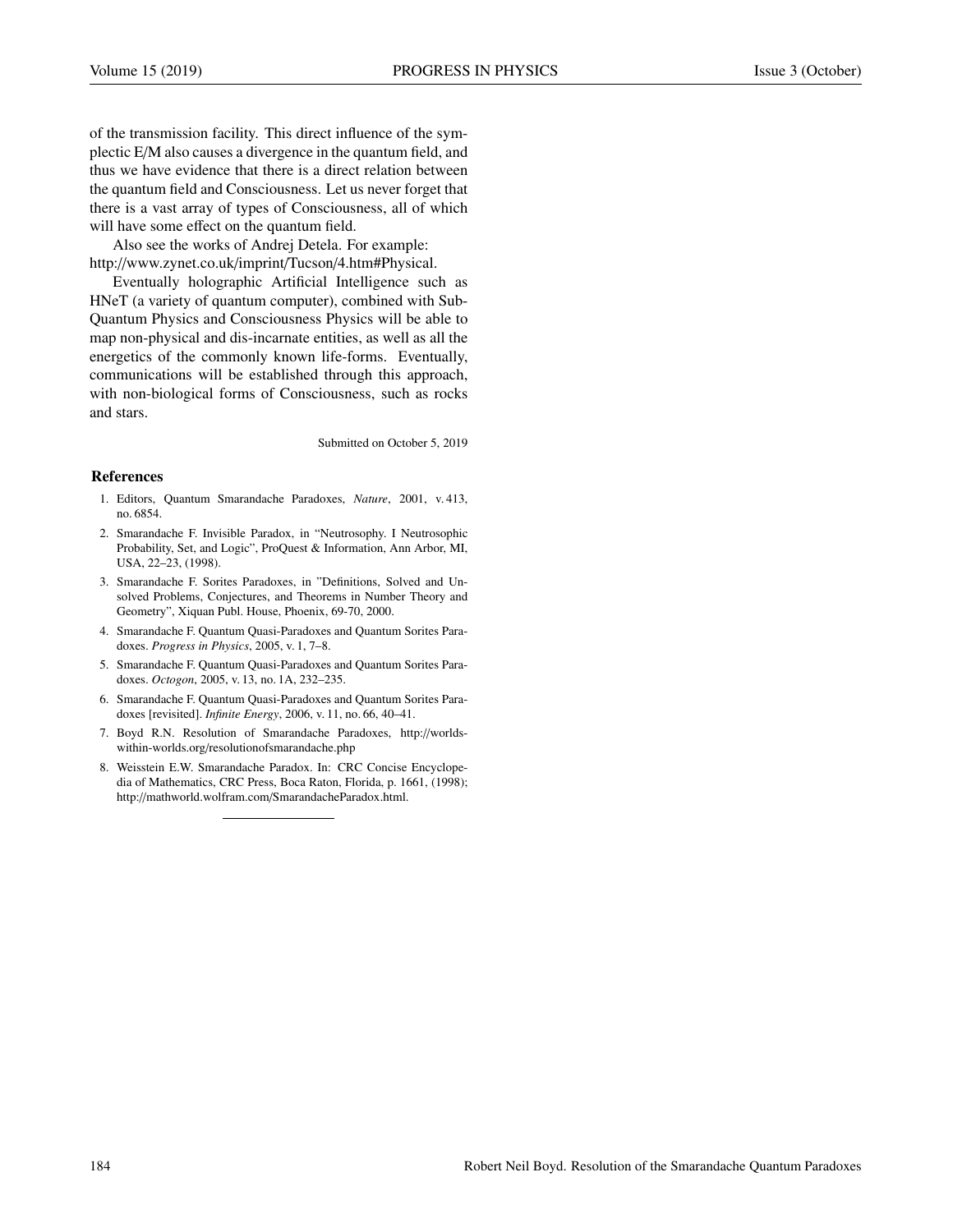of the transmission facility. This direct influence of the symplectic E/M also causes a divergence in the quantum field, and thus we have evidence that there is a direct relation between the quantum field and Consciousness. Let us never forget that there is a vast array of types of Consciousness, all of which will have some effect on the quantum field.

Also see the works of Andrej Detela. For example: http://www.zynet.co.uk/imprint/Tucson/4.htm#Physical.

Eventually holographic Artificial Intelligence such as HNeT (a variety of quantum computer), combined with Sub-Quantum Physics and Consciousness Physics will be able to map non-physical and dis-incarnate entities, as well as all the energetics of the commonly known life-forms. Eventually, communications will be established through this approach, with non-biological forms of Consciousness, such as rocks and stars.

Submitted on October 5, 2019

## References

1. Editors, Quantum Smarandache Paradoxes, *Nature*, 2001, v. 413, no. 6854.
2. Smarandache F. Invisible Paradox, in "Neutrosophy. I Neutrosophic Probability, Set, and Logic", ProQuest & Information, Ann Arbor, MI, USA, 22–23, (1998).
3. Smarandache F. Sorites Paradoxes, in "Definitions, Solved and Unsolved Problems, Conjectures, and Theorems in Number Theory and Geometry", Xiquan Publ. House, Phoenix, 69-70, 2000.
4. Smarandache F. Quantum Quasi-Paradoxes and Quantum Sorites Paradoxes. *Progress in Physics*, 2005, v. 1, 7–8.
5. Smarandache F. Quantum Quasi-Paradoxes and Quantum Sorites Paradoxes. *Octogon*, 2005, v. 13, no. 1A, 232–235.
6. Smarandache F. Quantum Quasi-Paradoxes and Quantum Sorites Paradoxes [revisited]. *Infinite Energy*, 2006, v. 11, no. 66, 40–41.
7. Boyd R.N. Resolution of Smarandache Paradoxes, http://worlds-within-worlds.org/resolutionofsmarandache.php
8. Weisstein E.W. Smarandache Paradox. In: CRC Concise Encyclopedia of Mathematics, CRC Press, Boca Raton, Florida, p. 1661, (1998); http://mathworld.wolfram.com/SmarandacheParadox.html.